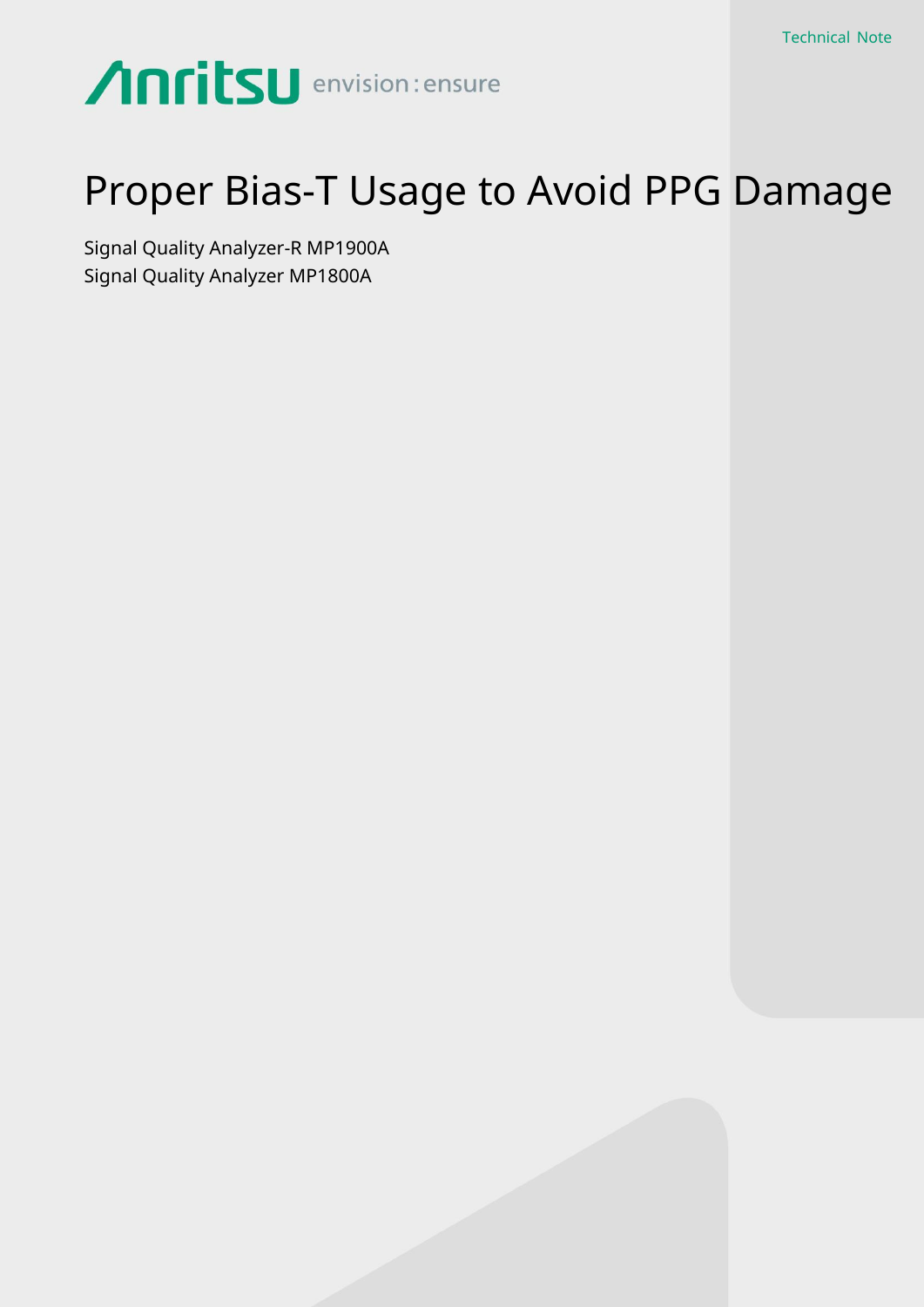Technical Note

Anritsu envision : ensure

# Proper Bias-T Usage to Avoid PPG Damage

Signal Quality Analyzer-R MP1900A
Signal Quality Analyzer MP1800A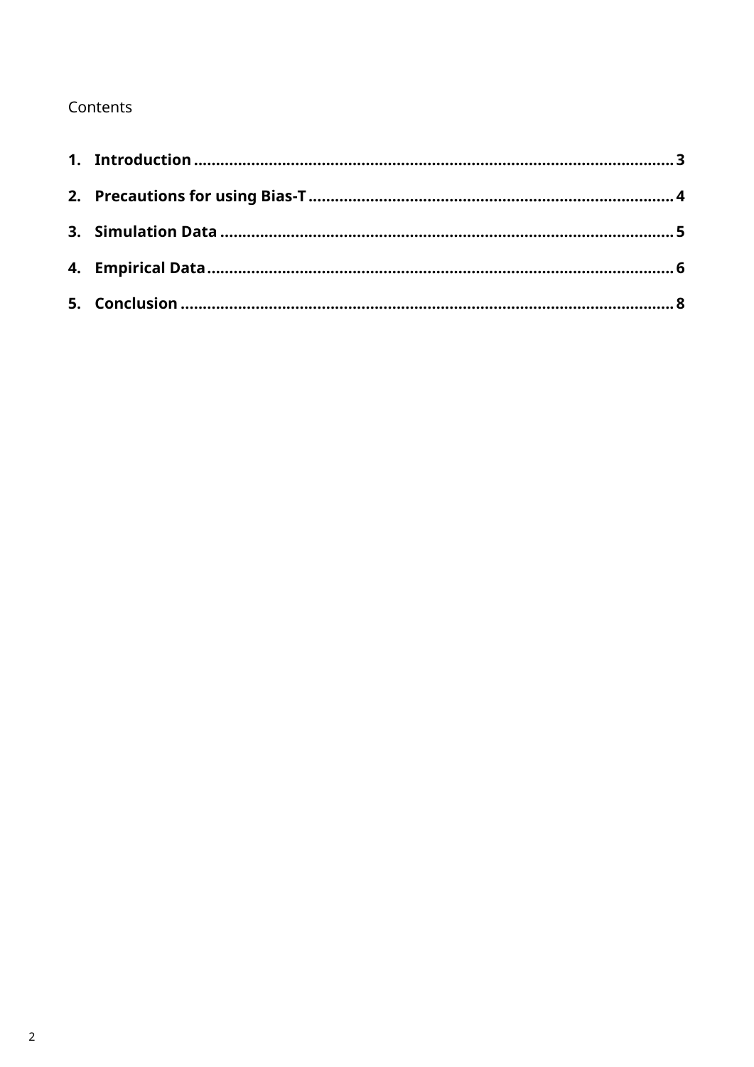Contents

1. **Introduction** ........................................................................................................ 3
2. **Precautions for using Bias-T** ................................................................................ 4
3. **Simulation Data** .................................................................................................... 5
4. **Empirical Data** ....................................................................................................... 6
5. **Conclusion** ............................................................................................................. 8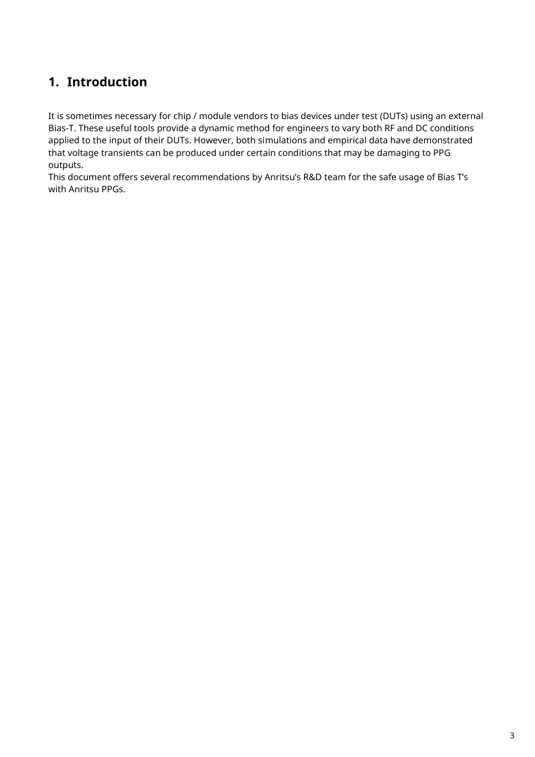# 1. Introduction

It is sometimes necessary for chip / module vendors to bias devices under test (DUTs) using an external Bias-T. These useful tools provide a dynamic method for engineers to vary both RF and DC conditions applied to the input of their DUTs. However, both simulations and empirical data have demonstrated that voltage transients can be produced under certain conditions that may be damaging to PPG outputs.
This document offers several recommendations by Anritsu's R&D team for the safe usage of Bias T's with Anritsu PPGs.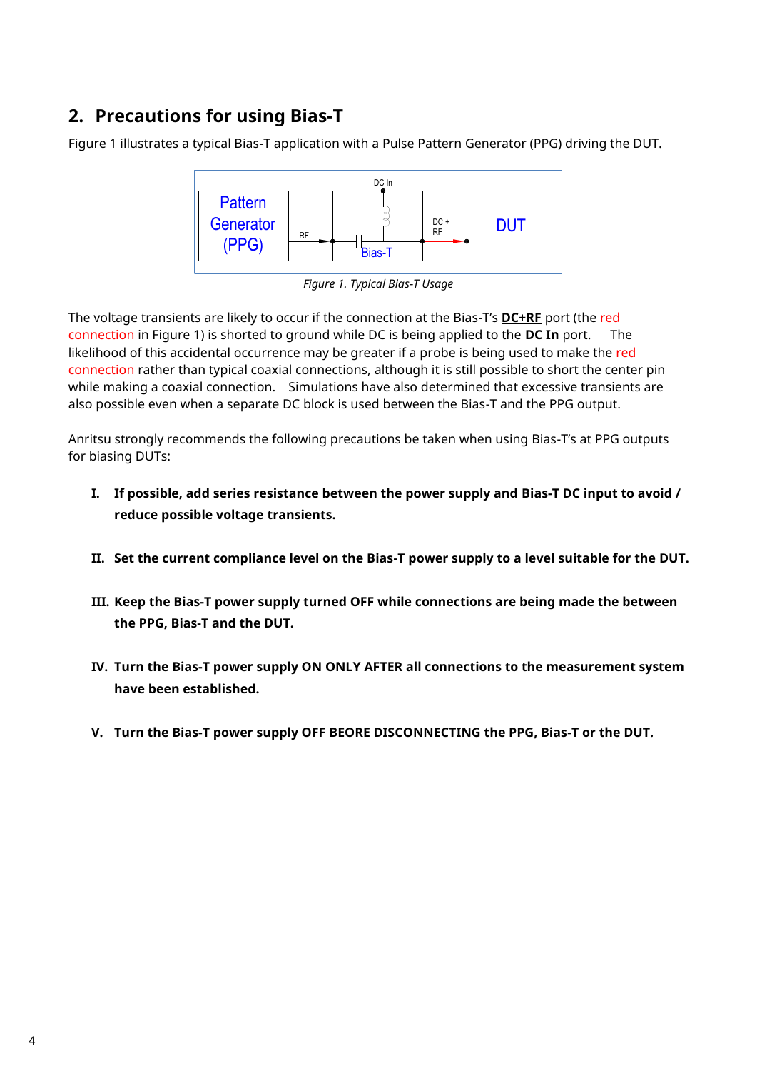## 2. Precautions for using Bias-T

Figure 1 illustrates a typical Bias-T application with a Pulse Pattern Generator (PPG) driving the DUT.

*Figure 1. Typical Bias-T Usage*

The voltage transients are likely to occur if the connection at the Bias-T's **DC+RF** port (the red connection in Figure 1) is shorted to ground while DC is being applied to the **DC In** port. The likelihood of this accidental occurrence may be greater if a probe is being used to make the red connection rather than typical coaxial connections, although it is still possible to short the center pin while making a coaxial connection. Simulations have also determined that excessive transients are also possible even when a separate DC block is used between the Bias-T and the PPG output.

Anritsu strongly recommends the following precautions be taken when using Bias-T's at PPG outputs for biasing DUTs:

I. **If possible, add series resistance between the power supply and Bias-T DC input to avoid / reduce possible voltage transients.**

II. **Set the current compliance level on the Bias-T power supply to a level suitable for the DUT.**

III. **Keep the Bias-T power supply turned OFF while connections are being made the between the PPG, Bias-T and the DUT.**

IV. **Turn the Bias-T power supply ON ONLY AFTER all connections to the measurement system have been established.**

V. **Turn the Bias-T power supply OFF BEORE DISCONNECTING the PPG, Bias-T or the DUT.**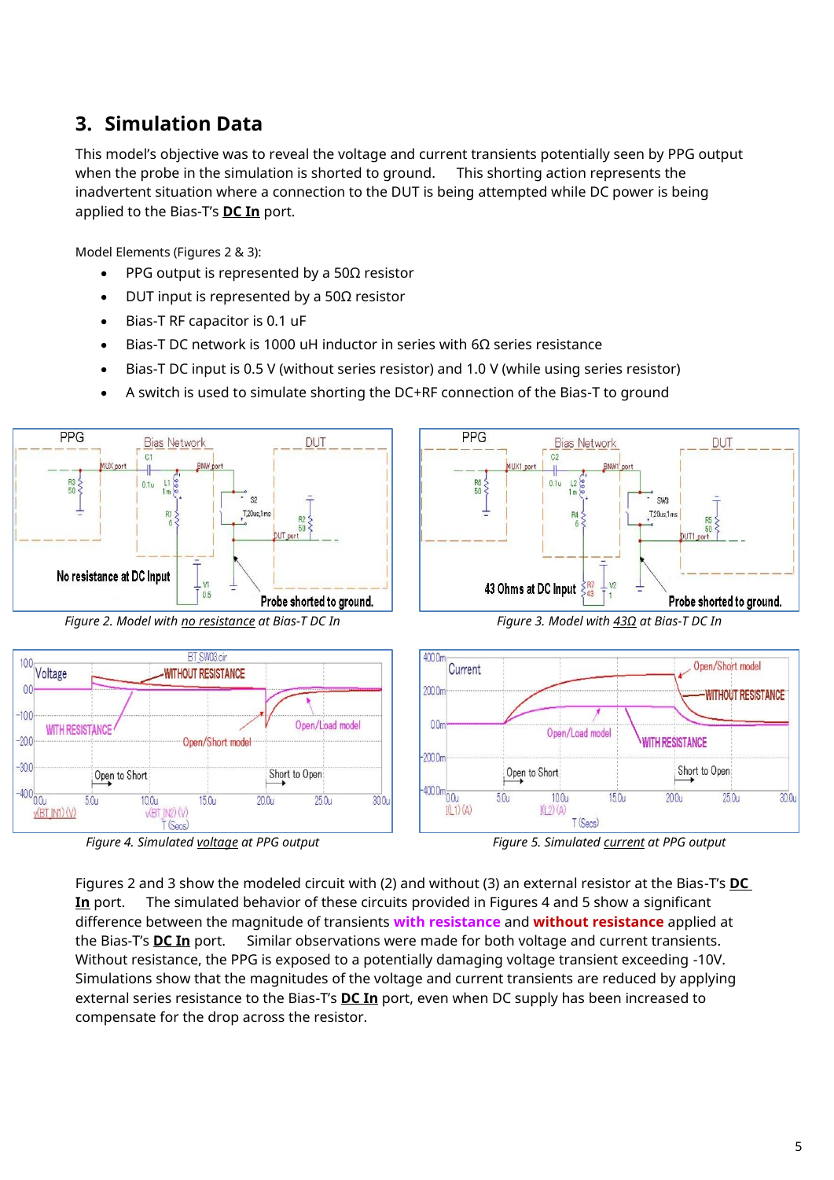## 3. Simulation Data

This model's objective was to reveal the voltage and current transients potentially seen by PPG output when the probe in the simulation is shorted to ground. This shorting action represents the inadvertent situation where a connection to the DUT is being attempted while DC power is being applied to the Bias-T's **DC In** port.

Model Elements (Figures 2 & 3):

- PPG output is represented by a 50Ω resistor
- DUT input is represented by a 50Ω resistor
- Bias-T RF capacitor is 0.1 uF
- Bias-T DC network is 1000 uH inductor in series with 6Ω series resistance
- Bias-T DC input is 0.5 V (without series resistor) and 1.0 V (while using series resistor)
- A switch is used to simulate shorting the DC+RF connection of the Bias-T to ground

*Figure 2. Model with no resistance at Bias-T DC In*

*Figure 3. Model with 43Ω at Bias-T DC In*

*Figure 4. Simulated voltage at PPG output*

*Figure 5. Simulated current at PPG output*

Figures 2 and 3 show the modeled circuit with (2) and without (3) an external resistor at the Bias-T's **DC In** port. The simulated behavior of these circuits provided in Figures 4 and 5 show a significant difference between the magnitude of transients **with resistance** and **without resistance** applied at the Bias-T's **DC In** port. Similar observations were made for both voltage and current transients. Without resistance, the PPG is exposed to a potentially damaging voltage transient exceeding -10V. Simulations show that the magnitudes of the voltage and current transients are reduced by applying external series resistance to the Bias-T's **DC In** port, even when DC supply has been increased to compensate for the drop across the resistor.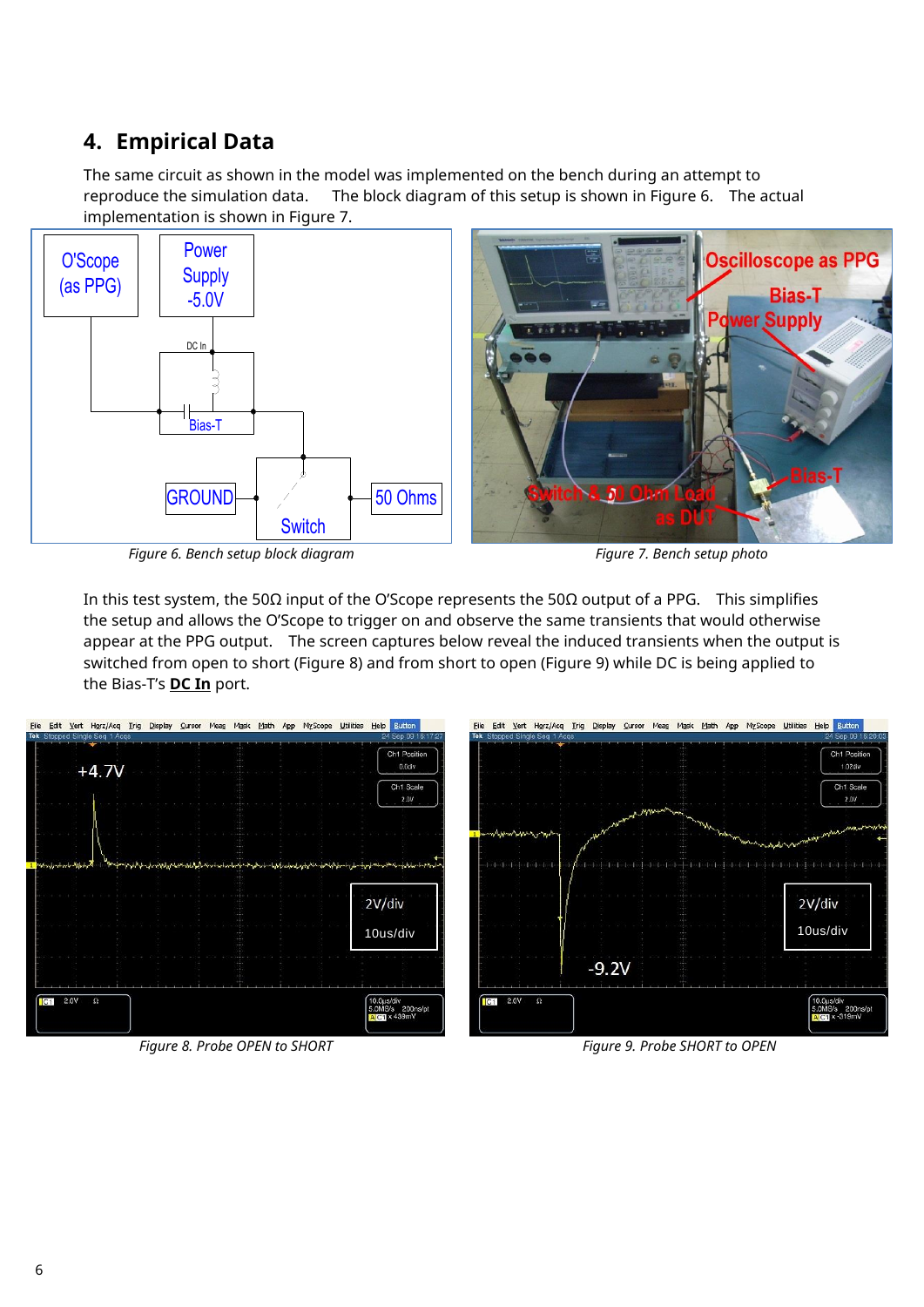## 4. Empirical Data

The same circuit as shown in the model was implemented on the bench during an attempt to reproduce the simulation data. The block diagram of this setup is shown in Figure 6. The actual implementation is shown in Figure 7.

*Figure 6. Bench setup block diagram*

*Figure 7. Bench setup photo*

In this test system, the 50Ω input of the O'Scope represents the 50Ω output of a PPG. This simplifies the setup and allows the O'Scope to trigger on and observe the same transients that would otherwise appear at the PPG output. The screen captures below reveal the induced transients when the output is switched from open to short (Figure 8) and from short to open (Figure 9) while DC is being applied to the Bias-T's **DC In** port.

*Figure 8. Probe OPEN to SHORT*

*Figure 9. Probe SHORT to OPEN*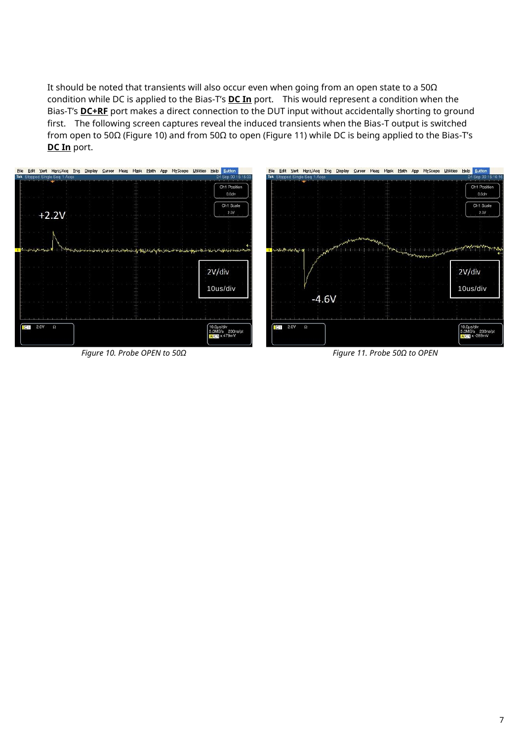It should be noted that transients will also occur even when going from an open state to a 50Ω condition while DC is applied to the Bias-T's **DC In** port. This would represent a condition when the Bias-T's **DC+RF** port makes a direct connection to the DUT input without accidentally shorting to ground first. The following screen captures reveal the induced transients when the Bias-T output is switched from open to 50Ω (Figure 10) and from 50Ω to open (Figure 11) while DC is being applied to the Bias-T's **DC In** port.

*Figure 10. Probe OPEN to 50Ω*

*Figure 11. Probe 50Ω to OPEN*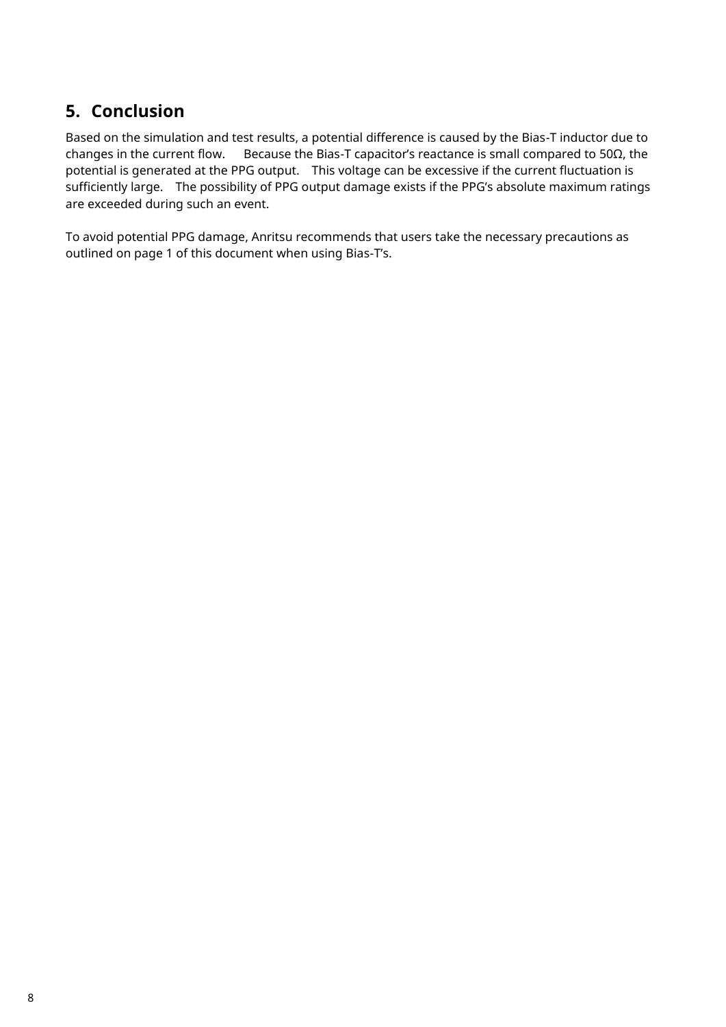## 5. Conclusion

Based on the simulation and test results, a potential difference is caused by the Bias-T inductor due to changes in the current flow. Because the Bias-T capacitor's reactance is small compared to 50Ω, the potential is generated at the PPG output. This voltage can be excessive if the current fluctuation is sufficiently large. The possibility of PPG output damage exists if the PPG's absolute maximum ratings are exceeded during such an event.

To avoid potential PPG damage, Anritsu recommends that users take the necessary precautions as outlined on page 1 of this document when using Bias-T's.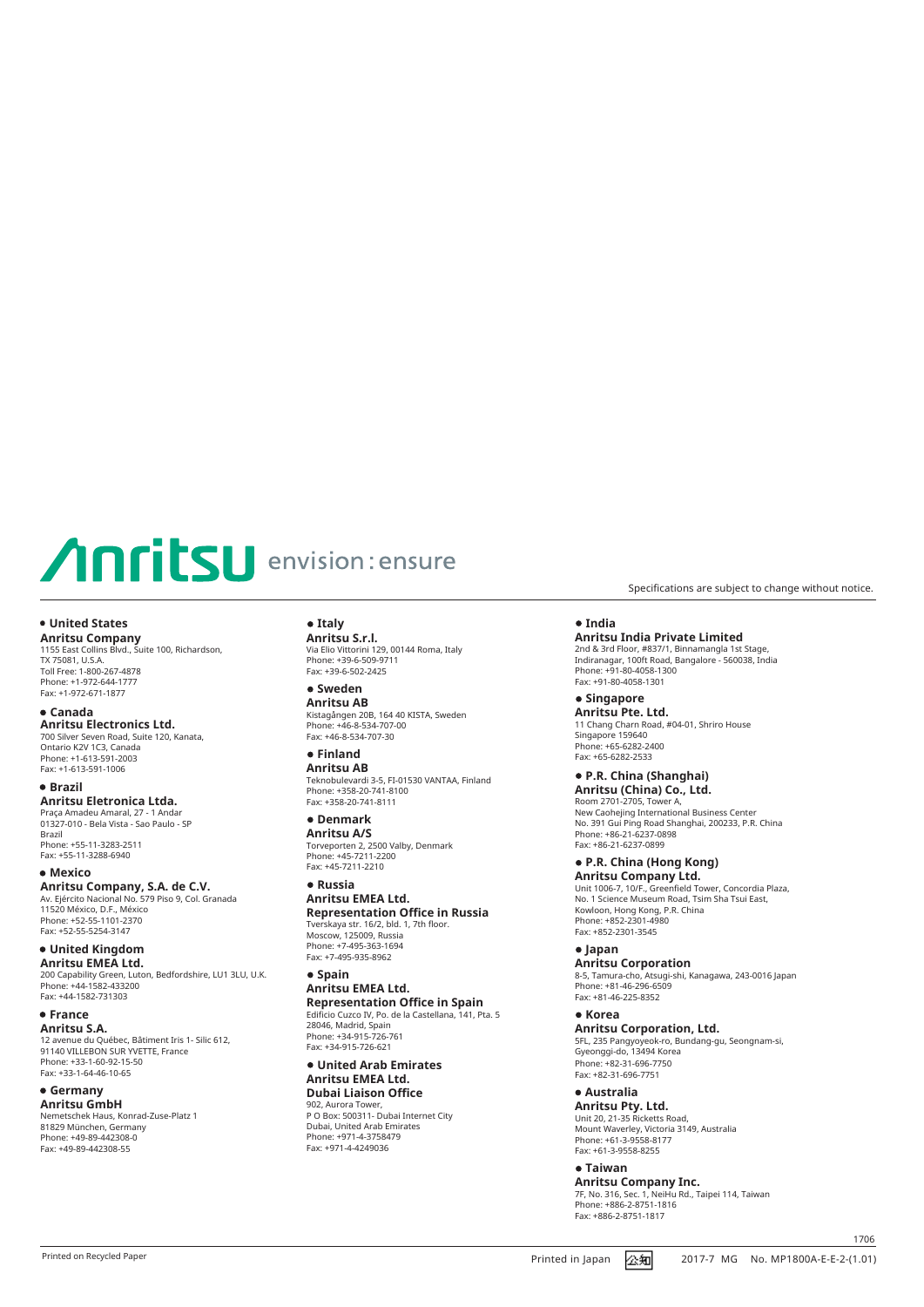Anritsu envision : ensure

Specifications are subject to change without notice.

**• United States**
**Anritsu Company**
1155 East Collins Blvd., Suite 100, Richardson, TX 75081, U.S.A.
Toll Free: 1-800-267-4878
Phone: +1-972-644-1777
Fax: +1-972-671-1877

**• Canada**
**Anritsu Electronics Ltd.**
700 Silver Seven Road, Suite 120, Kanata, Ontario K2V 1C3, Canada
Phone: +1-613-591-2003
Fax: +1-613-591-1006

**• Brazil**
**Anritsu Eletronica Ltda.**
Praça Amadeu Amaral, 27 - 1 Andar
01327-010 - Bela Vista - Sao Paulo - SP
Brazil
Phone: +55-11-3283-2511
Fax: +55-11-3288-6940

**• Mexico**
**Anritsu Company, S.A. de C.V.**
Av. Ejército Nacional No. 579 Piso 9, Col. Granada
11520 México, D.F., México
Phone: +52-55-1101-2370
Fax: +52-55-5254-3147

**• United Kingdom**
**Anritsu EMEA Ltd.**
200 Capability Green, Luton, Bedfordshire, LU1 3LU, U.K.
Phone: +44-1582-433200
Fax: +44-1582-731303

**• France**
**Anritsu S.A.**
12 avenue du Québec, Bâtiment Iris 1- Silic 612,
91140 VILLEBON SUR YVETTE, France
Phone: +33-1-60-92-15-50
Fax: +33-1-64-46-10-65

**• Germany**
**Anritsu GmbH**
Nemetschek Haus, Konrad-Zuse-Platz 1
81829 München, Germany
Phone: +49-89-442308-0
Fax: +49-89-442308-55

**• Italy**
**Anritsu S.r.l.**
Via Elio Vittorini 129, 00144 Roma, Italy
Phone: +39-6-509-9711
Fax: +39-6-502-2425

**• Sweden**
**Anritsu AB**
Kistagången 20B, 164 40 KISTA, Sweden
Phone: +46-8-534-707-00
Fax: +46-8-534-707-30

**• Finland**
**Anritsu AB**
Teknobulevardi 3-5, FI-01530 VANTAA, Finland
Phone: +358-20-741-8100
Fax: +358-20-741-8111

**• Denmark**
**Anritsu A/S**
Torveporten 2, 2500 Valby, Denmark
Phone: +45-7211-2200
Fax: +45-7211-2210

**• Russia**
**Anritsu EMEA Ltd.**
**Representation Office in Russia**
Tverskaya str. 16/2, bld. 1, 7th floor.
Moscow, 125009, Russia
Phone: +7-495-363-1694
Fax: +7-495-935-8962

**• Spain**
**Anritsu EMEA Ltd.**
**Representation Office in Spain**
Edificio Cuzco IV, Po. de la Castellana, 141, Pta. 5
28046, Madrid, Spain
Phone: +34-915-726-761
Fax: +34-915-726-621

**• United Arab Emirates**
**Anritsu EMEA Ltd.**
**Dubai Liaison Office**
902, Aurora Tower,
P O Box: 500311- Dubai Internet City
Dubai, United Arab Emirates
Phone: +971-4-3758479
Fax: +971-4-4249036

**• India**
**Anritsu India Private Limited**
2nd & 3rd Floor, #837/1, Binnamangla 1st Stage, Indiranagar, 100ft Road, Bangalore - 560038, India
Phone: +91-80-4058-1300
Fax: +91-80-4058-1301

**• Singapore**
**Anritsu Pte. Ltd.**
11 Chang Charn Road, #04-01, Shriro House
Singapore 159640
Phone: +65-6282-2400
Fax: +65-6282-2533

**• P.R. China (Shanghai)**
**Anritsu (China) Co., Ltd.**
Room 2701-2705, Tower A,
New Caohejing International Business Center
No. 391 Gui Ping Road Shanghai, 200233, P.R. China
Phone: +86-21-6237-0898
Fax: +86-21-6237-0899

**• P.R. China (Hong Kong)**
**Anritsu Company Ltd.**
Unit 1006-7, 10/F., Greenfield Tower, Concordia Plaza,
No. 1 Science Museum Road, Tsim Sha Tsui East,
Kowloon, Hong Kong, P.R. China
Phone: +852-2301-4980
Fax: +852-2301-3545

**• Japan**
**Anritsu Corporation**
8-5, Tamura-cho, Atsugi-shi, Kanagawa, 243-0016 Japan
Phone: +81-46-296-6509
Fax: +81-46-225-8352

**• Korea**
**Anritsu Corporation, Ltd.**
5FL, 235 Pangyoyeok-ro, Bundang-gu, Seongnam-si, Gyeonggi-do, 13494 Korea
Phone: +82-31-696-7750
Fax: +82-31-696-7751

**• Australia**
**Anritsu Pty. Ltd.**
Unit 20, 21-35 Ricketts Road,
Mount Waverley, Victoria 3149, Australia
Phone: +61-3-9558-8177
Fax: +61-3-9558-8255

**• Taiwan**
**Anritsu Company Inc.**
7F, No. 316, Sec. 1, NeiHu Rd., Taipei 114, Taiwan
Phone: +886-2-8751-1816
Fax: +886-2-8751-1817

1706

Printed on Recycled Paper

Printed in Japan 公知 2017-7 MG No. MP1800A-E-E-2-(1.01)